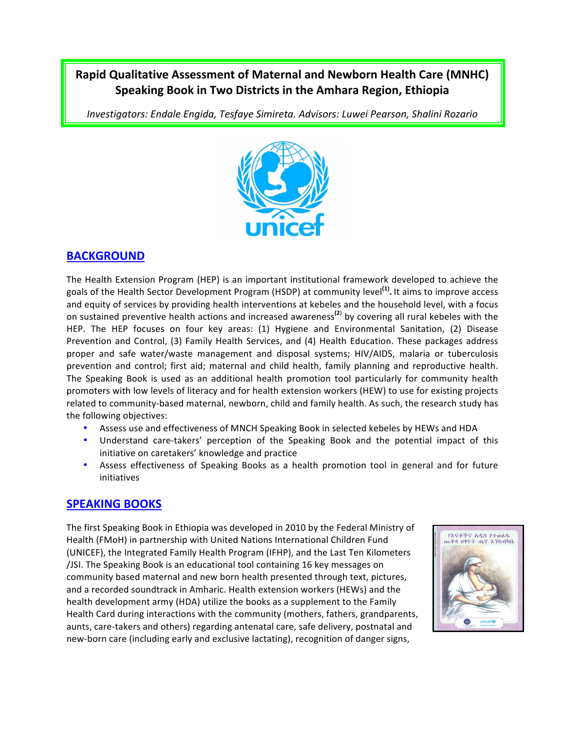# Rapid Qualitative Assessment of Maternal and Newborn Health Care (MNHC) Speaking Book in Two Districts in the Amhara Region, Ethiopia

*Investigators: Endale Engida, Tesfaye Simireta. Advisors: Luwei Pearson, Shalini Rozario*

## BACKGROUND

The Health Extension Program (HEP) is an important institutional framework developed to achieve the goals of the Health Sector Development Program (HSDP) at community level[1]**.** It aims to improve access and equity of services by providing health interventions at kebeles and the household level, with a focus on sustained preventive health actions and increased awareness[2] by covering all rural kebeles with the HEP. The HEP focuses on four key areas: (1) Hygiene and Environmental Sanitation, (2) Disease Prevention and Control, (3) Family Health Services, and (4) Health Education. These packages address proper and safe water/waste management and disposal systems; HIV/AIDS, malaria or tuberculosis prevention and control; first aid; maternal and child health, family planning and reproductive health. The Speaking Book is used as an additional health promotion tool particularly for community health promoters with low levels of literacy and for health extension workers (HEW) to use for existing projects related to community-based maternal, newborn, child and family health. As such, the research study has the following objectives:

- Assess use and effectiveness of MNCH Speaking Book in selected kebeles by HEWs and HDA
- Understand care-takers' perception of the Speaking Book and the potential impact of this initiative on caretakers' knowledge and practice
- Assess effectiveness of Speaking Books as a health promotion tool in general and for future initiatives

## SPEAKING BOOKS

The first Speaking Book in Ethiopia was developed in 2010 by the Federal Ministry of Health (FMoH) in partnership with United Nations International Children Fund (UNICEF), the Integrated Family Health Program (IFHP), and the Last Ten Kilometers /JSI. The Speaking Book is an educational tool containing 16 key messages on community based maternal and new born health presented through text, pictures, and a recorded soundtrack in Amharic. Health extension workers (HEWs) and the health development army (HDA) utilize the books as a supplement to the Family Health Card during interactions with the community (mothers, fathers, grandparents, aunts, care-takers and others) regarding antenatal care, safe delivery, postnatal and new-born care (including early and exclusive lactating), recognition of danger signs,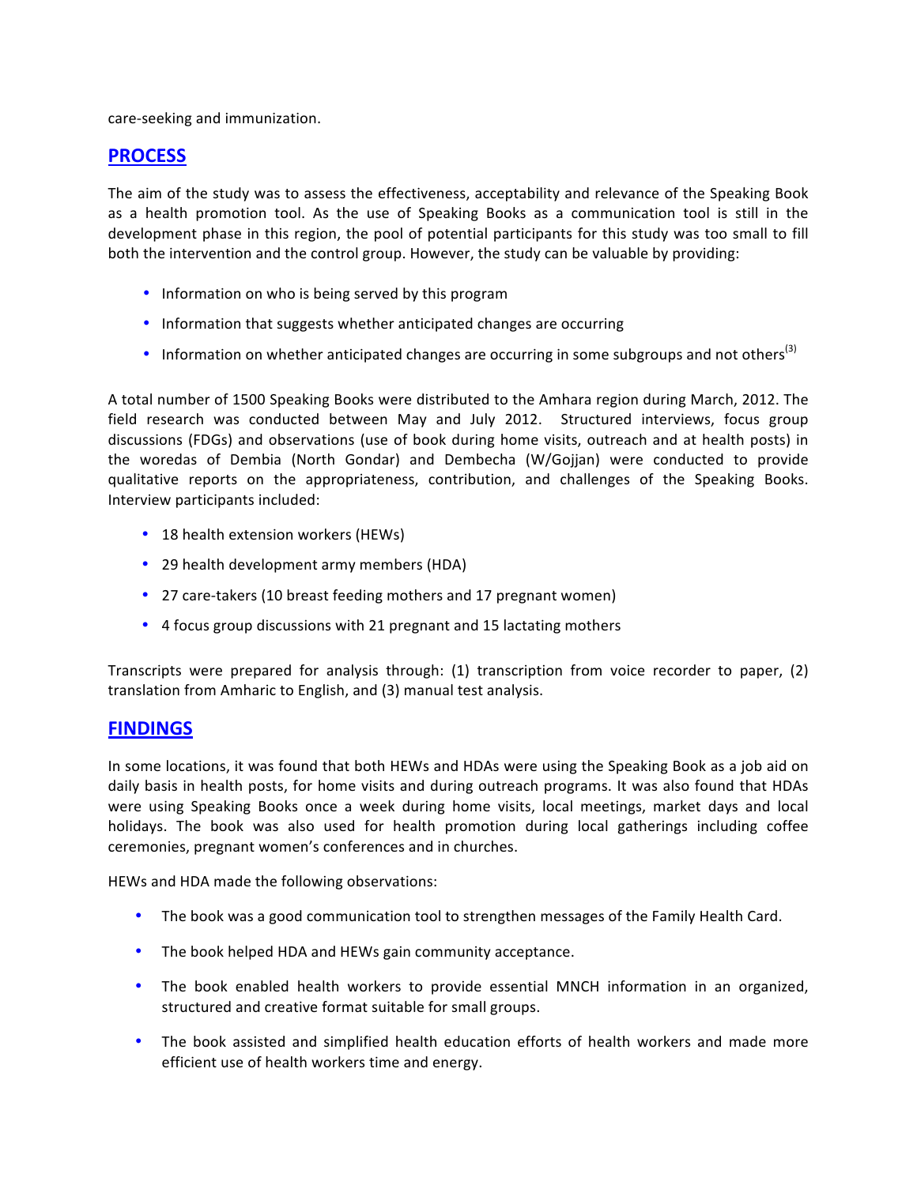care-seeking and immunization.

## PROCESS

The aim of the study was to assess the effectiveness, acceptability and relevance of the Speaking Book as a health promotion tool. As the use of Speaking Books as a communication tool is still in the development phase in this region, the pool of potential participants for this study was too small to fill both the intervention and the control group. However, the study can be valuable by providing:

- Information on who is being served by this program
- Information that suggests whether anticipated changes are occurring
- Information on whether anticipated changes are occurring in some subgroups and not others[3]

A total number of 1500 Speaking Books were distributed to the Amhara region during March, 2012. The field research was conducted between May and July 2012. Structured interviews, focus group discussions (FDGs) and observations (use of book during home visits, outreach and at health posts) in the woredas of Dembia (North Gondar) and Dembecha (W/Gojjan) were conducted to provide qualitative reports on the appropriateness, contribution, and challenges of the Speaking Books. Interview participants included:

- 18 health extension workers (HEWs)
- 29 health development army members (HDA)
- 27 care-takers (10 breast feeding mothers and 17 pregnant women)
- 4 focus group discussions with 21 pregnant and 15 lactating mothers

Transcripts were prepared for analysis through: (1) transcription from voice recorder to paper, (2) translation from Amharic to English, and (3) manual test analysis.

## FINDINGS

In some locations, it was found that both HEWs and HDAs were using the Speaking Book as a job aid on daily basis in health posts, for home visits and during outreach programs. It was also found that HDAs were using Speaking Books once a week during home visits, local meetings, market days and local holidays. The book was also used for health promotion during local gatherings including coffee ceremonies, pregnant women's conferences and in churches.

HEWs and HDA made the following observations:

- The book was a good communication tool to strengthen messages of the Family Health Card.
- The book helped HDA and HEWs gain community acceptance.
- The book enabled health workers to provide essential MNCH information in an organized, structured and creative format suitable for small groups.
- The book assisted and simplified health education efforts of health workers and made more efficient use of health workers time and energy.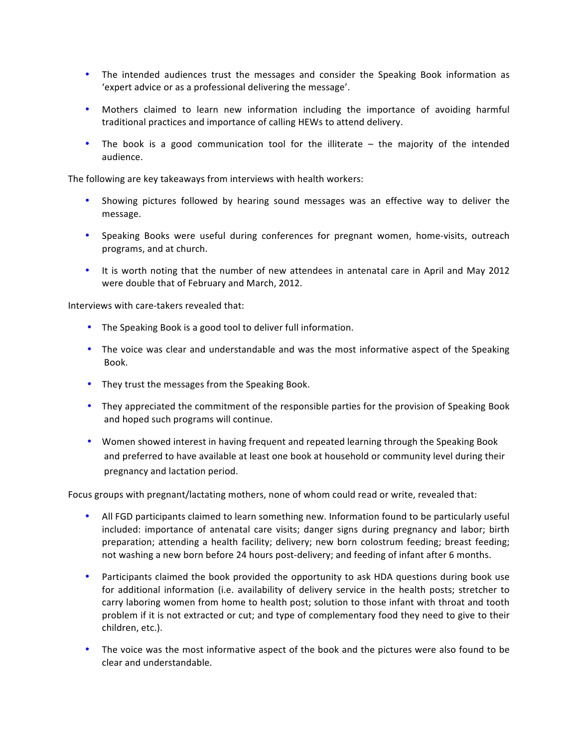- The intended audiences trust the messages and consider the Speaking Book information as 'expert advice or as a professional delivering the message'.
- Mothers claimed to learn new information including the importance of avoiding harmful traditional practices and importance of calling HEWs to attend delivery.
- The book is a good communication tool for the illiterate – the majority of the intended audience.

The following are key takeaways from interviews with health workers:

- Showing pictures followed by hearing sound messages was an effective way to deliver the message.
- Speaking Books were useful during conferences for pregnant women, home-visits, outreach programs, and at church.
- It is worth noting that the number of new attendees in antenatal care in April and May 2012 were double that of February and March, 2012.

Interviews with care-takers revealed that:

- The Speaking Book is a good tool to deliver full information.
- The voice was clear and understandable and was the most informative aspect of the Speaking Book.
- They trust the messages from the Speaking Book.
- They appreciated the commitment of the responsible parties for the provision of Speaking Book and hoped such programs will continue.
- Women showed interest in having frequent and repeated learning through the Speaking Book and preferred to have available at least one book at household or community level during their pregnancy and lactation period.

Focus groups with pregnant/lactating mothers, none of whom could read or write, revealed that:

- All FGD participants claimed to learn something new. Information found to be particularly useful included: importance of antenatal care visits; danger signs during pregnancy and labor; birth preparation; attending a health facility; delivery; new born colostrum feeding; breast feeding; not washing a new born before 24 hours post-delivery; and feeding of infant after 6 months.
- Participants claimed the book provided the opportunity to ask HDA questions during book use for additional information (i.e. availability of delivery service in the health posts; stretcher to carry laboring women from home to health post; solution to those infant with throat and tooth problem if it is not extracted or cut; and type of complementary food they need to give to their children, etc.).
- The voice was the most informative aspect of the book and the pictures were also found to be clear and understandable.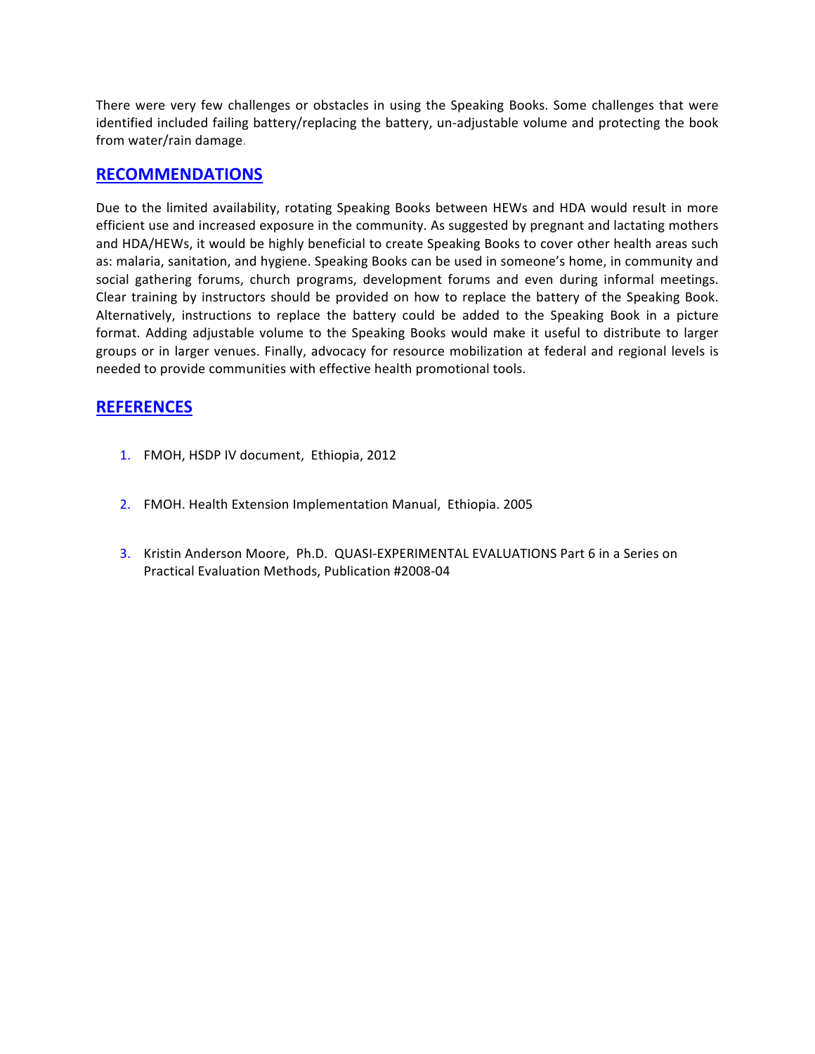There were very few challenges or obstacles in using the Speaking Books. Some challenges that were identified included failing battery/replacing the battery, un-adjustable volume and protecting the book from water/rain damage.

## RECOMMENDATIONS

Due to the limited availability, rotating Speaking Books between HEWs and HDA would result in more efficient use and increased exposure in the community. As suggested by pregnant and lactating mothers and HDA/HEWs, it would be highly beneficial to create Speaking Books to cover other health areas such as: malaria, sanitation, and hygiene. Speaking Books can be used in someone's home, in community and social gathering forums, church programs, development forums and even during informal meetings. Clear training by instructors should be provided on how to replace the battery of the Speaking Book. Alternatively, instructions to replace the battery could be added to the Speaking Book in a picture format. Adding adjustable volume to the Speaking Books would make it useful to distribute to larger groups or in larger venues. Finally, advocacy for resource mobilization at federal and regional levels is needed to provide communities with effective health promotional tools.

## REFERENCES

1. FMOH, HSDP IV document, Ethiopia, 2012
2. FMOH. Health Extension Implementation Manual, Ethiopia. 2005
3. Kristin Anderson Moore, Ph.D. QUASI-EXPERIMENTAL EVALUATIONS Part 6 in a Series on Practical Evaluation Methods, Publication #2008-04